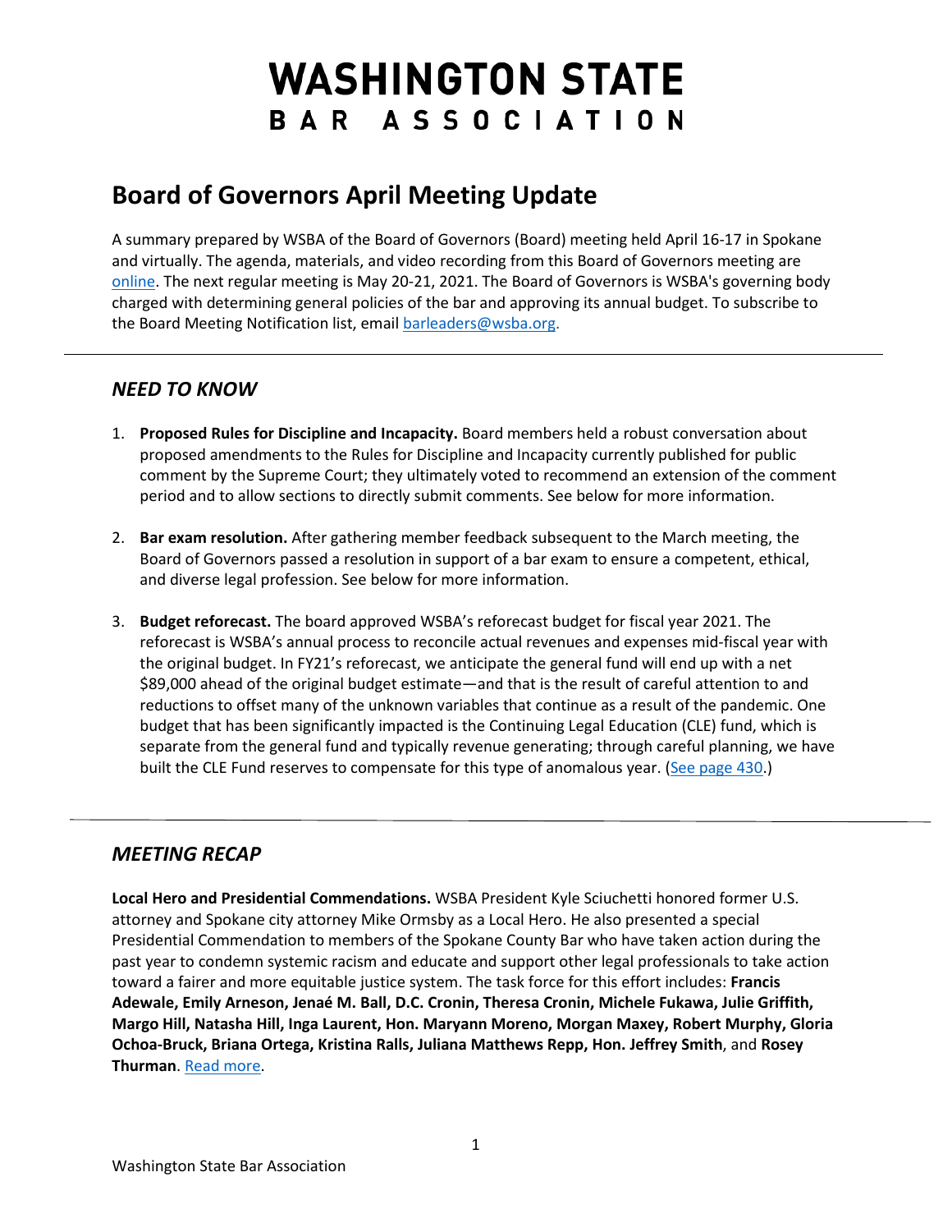# WASHINGTON STATE BAR ASSOCIATION

## Board of Governors April Meeting Update

A summary prepared by WSBA of the Board of Governors (Board) meeting held April 16-17 in Spokane and virtually. The agenda, materials, and video recording from this Board of Governors meeting are online. The next regular meeting is May 20-21, 2021. The Board of Governors is WSBA's governing body charged with determining general policies of the bar and approving its annual budget. To subscribe to the Board Meeting Notification list, email barleaders@wsba.org.

---

### *NEED TO KNOW*

1. **Proposed Rules for Discipline and Incapacity.** Board members held a robust conversation about proposed amendments to the Rules for Discipline and Incapacity currently published for public comment by the Supreme Court; they ultimately voted to recommend an extension of the comment period and to allow sections to directly submit comments. See below for more information.

2. **Bar exam resolution.** After gathering member feedback subsequent to the March meeting, the Board of Governors passed a resolution in support of a bar exam to ensure a competent, ethical, and diverse legal profession. See below for more information.

3. **Budget reforecast.** The board approved WSBA's reforecast budget for fiscal year 2021. The reforecast is WSBA's annual process to reconcile actual revenues and expenses mid-fiscal year with the original budget. In FY21's reforecast, we anticipate the general fund will end up with a net $89,000 ahead of the original budget estimate—and that is the result of careful attention to and reductions to offset many of the unknown variables that continue as a result of the pandemic. One budget that has been significantly impacted is the Continuing Legal Education (CLE) fund, which is separate from the general fund and typically revenue generating; through careful planning, we have built the CLE Fund reserves to compensate for this type of anomalous year. (See page 430.)

---

### *MEETING RECAP*

**Local Hero and Presidential Commendations.** WSBA President Kyle Sciuchetti honored former U.S. attorney and Spokane city attorney Mike Ormsby as a Local Hero. He also presented a special Presidential Commendation to members of the Spokane County Bar who have taken action during the past year to condemn systemic racism and educate and support other legal professionals to take action toward a fairer and more equitable justice system. The task force for this effort includes: **Francis Adewale, Emily Arneson, Jenaé M. Ball, D.C. Cronin, Theresa Cronin, Michele Fukawa, Julie Griffith, Margo Hill, Natasha Hill, Inga Laurent, Hon. Maryann Moreno, Morgan Maxey, Robert Murphy, Gloria Ochoa-Bruck, Briana Ortega, Kristina Ralls, Juliana Matthews Repp, Hon. Jeffrey Smith**, and **Rosey Thurman**. Read more.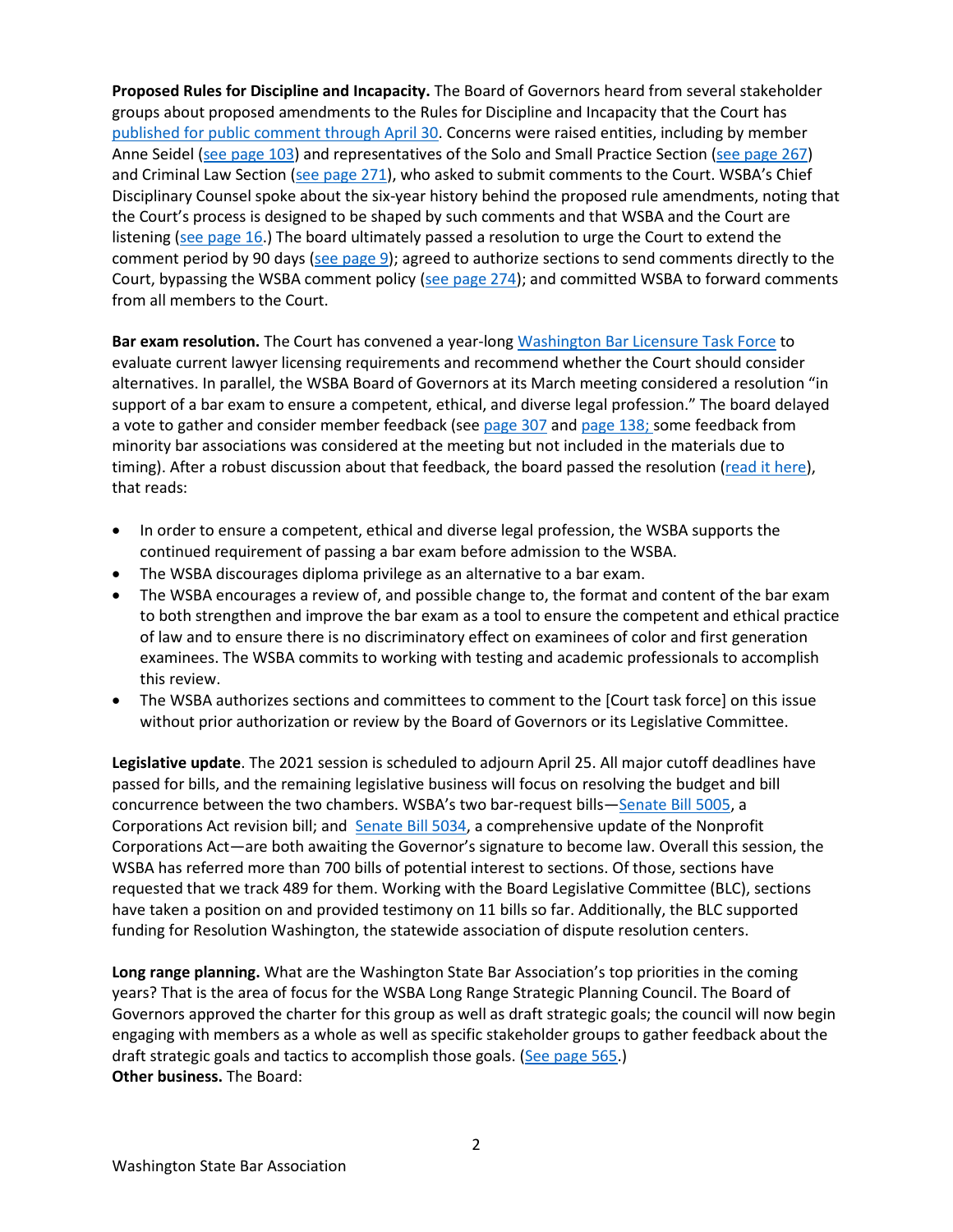**Proposed Rules for Discipline and Incapacity.** The Board of Governors heard from several stakeholder groups about proposed amendments to the Rules for Discipline and Incapacity that the Court has published for public comment through April 30. Concerns were raised entities, including by member Anne Seidel (see page 103) and representatives of the Solo and Small Practice Section (see page 267) and Criminal Law Section (see page 271), who asked to submit comments to the Court. WSBA's Chief Disciplinary Counsel spoke about the six-year history behind the proposed rule amendments, noting that the Court's process is designed to be shaped by such comments and that WSBA and the Court are listening (see page 16.) The board ultimately passed a resolution to urge the Court to extend the comment period by 90 days (see page 9); agreed to authorize sections to send comments directly to the Court, bypassing the WSBA comment policy (see page 274); and committed WSBA to forward comments from all members to the Court.

**Bar exam resolution.** The Court has convened a year-long Washington Bar Licensure Task Force to evaluate current lawyer licensing requirements and recommend whether the Court should consider alternatives. In parallel, the WSBA Board of Governors at its March meeting considered a resolution "in support of a bar exam to ensure a competent, ethical, and diverse legal profession." The board delayed a vote to gather and consider member feedback (see page 307 and page 138; some feedback from minority bar associations was considered at the meeting but not included in the materials due to timing). After a robust discussion about that feedback, the board passed the resolution (read it here), that reads:

- In order to ensure a competent, ethical and diverse legal profession, the WSBA supports the continued requirement of passing a bar exam before admission to the WSBA.
- The WSBA discourages diploma privilege as an alternative to a bar exam.
- The WSBA encourages a review of, and possible change to, the format and content of the bar exam to both strengthen and improve the bar exam as a tool to ensure the competent and ethical practice of law and to ensure there is no discriminatory effect on examinees of color and first generation examinees. The WSBA commits to working with testing and academic professionals to accomplish this review.
- The WSBA authorizes sections and committees to comment to the [Court task force] on this issue without prior authorization or review by the Board of Governors or its Legislative Committee.

**Legislative update**. The 2021 session is scheduled to adjourn April 25. All major cutoff deadlines have passed for bills, and the remaining legislative business will focus on resolving the budget and bill concurrence between the two chambers. WSBA's two bar-request bills—Senate Bill 5005, a Corporations Act revision bill; and Senate Bill 5034, a comprehensive update of the Nonprofit Corporations Act—are both awaiting the Governor's signature to become law. Overall this session, the WSBA has referred more than 700 bills of potential interest to sections. Of those, sections have requested that we track 489 for them. Working with the Board Legislative Committee (BLC), sections have taken a position on and provided testimony on 11 bills so far. Additionally, the BLC supported funding for Resolution Washington, the statewide association of dispute resolution centers.

**Long range planning.** What are the Washington State Bar Association's top priorities in the coming years? That is the area of focus for the WSBA Long Range Strategic Planning Council. The Board of Governors approved the charter for this group as well as draft strategic goals; the council will now begin engaging with members as a whole as well as specific stakeholder groups to gather feedback about the draft strategic goals and tactics to accomplish those goals. (See page 565.)

**Other business.** The Board: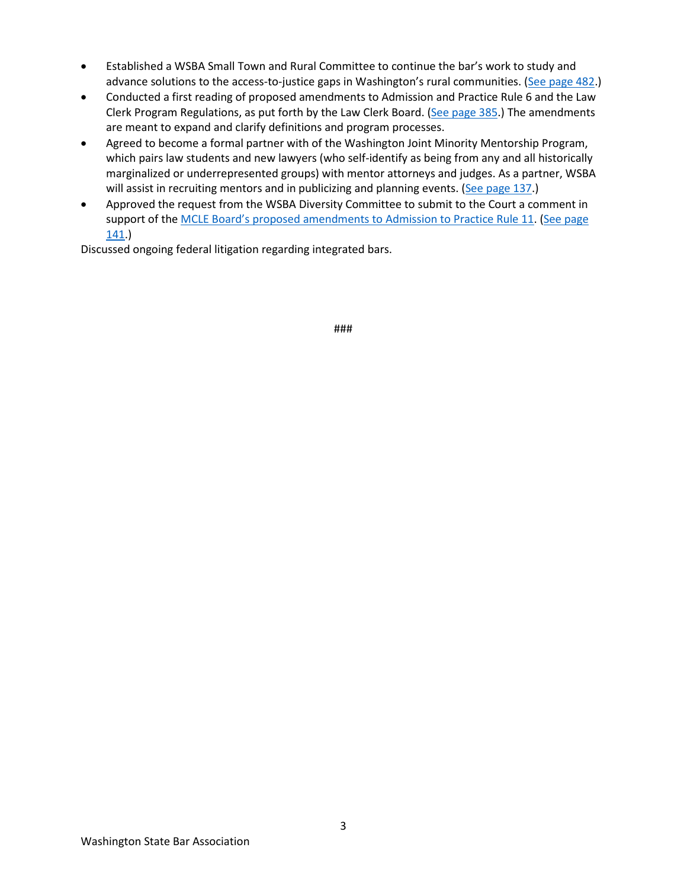- Established a WSBA Small Town and Rural Committee to continue the bar's work to study and advance solutions to the access-to-justice gaps in Washington's rural communities. (See page 482.)
- Conducted a first reading of proposed amendments to Admission and Practice Rule 6 and the Law Clerk Program Regulations, as put forth by the Law Clerk Board. (See page 385.) The amendments are meant to expand and clarify definitions and program processes.
- Agreed to become a formal partner with of the Washington Joint Minority Mentorship Program, which pairs law students and new lawyers (who self-identify as being from any and all historically marginalized or underrepresented groups) with mentor attorneys and judges. As a partner, WSBA will assist in recruiting mentors and in publicizing and planning events. (See page 137.)
- Approved the request from the WSBA Diversity Committee to submit to the Court a comment in support of the MCLE Board's proposed amendments to Admission to Practice Rule 11. (See page 141.)

Discussed ongoing federal litigation regarding integrated bars.

###